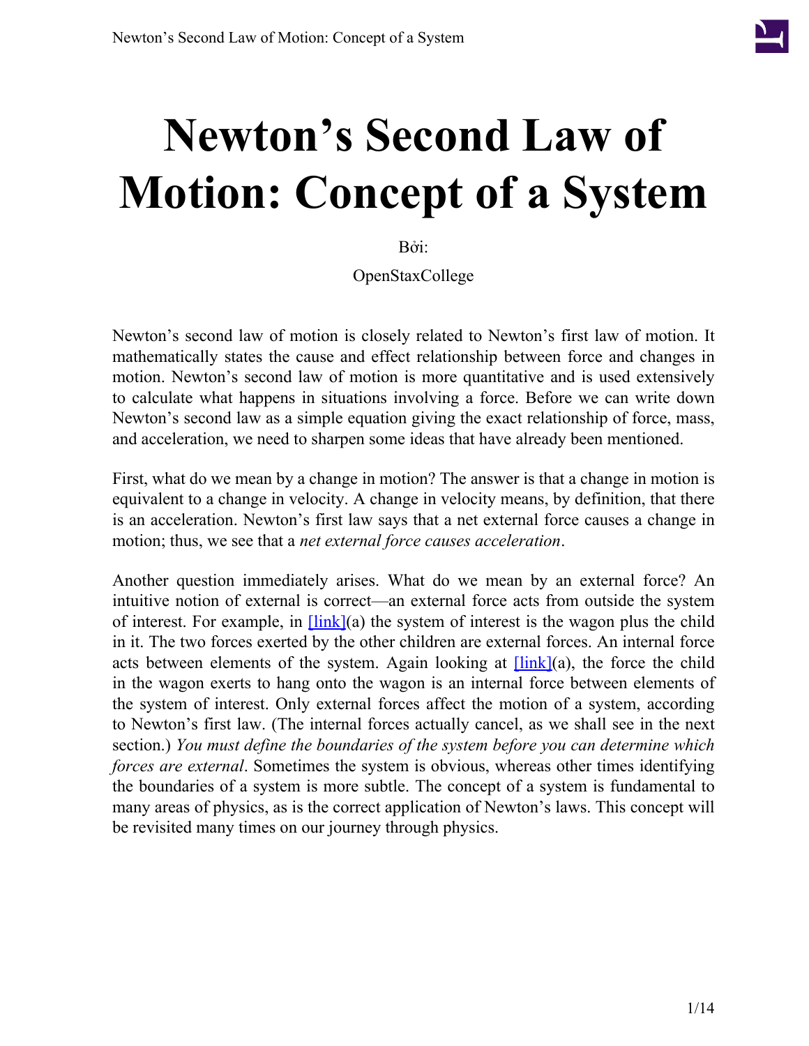# Newton's Second Law of Motion: Concept of a System

Bởi:

OpenStaxCollege

Newton's second law of motion is closely related to Newton's first law of motion. It mathematically states the cause and effect relationship between force and changes in motion. Newton's second law of motion is more quantitative and is used extensively to calculate what happens in situations involving a force. Before we can write down Newton's second law as a simple equation giving the exact relationship of force, mass, and acceleration, we need to sharpen some ideas that have already been mentioned.

First, what do we mean by a change in motion? The answer is that a change in motion is equivalent to a change in velocity. A change in velocity means, by definition, that there is an acceleration. Newton's first law says that a net external force causes a change in motion; thus, we see that a *net external force causes acceleration*.

Another question immediately arises. What do we mean by an external force? An intuitive notion of external is correct—an external force acts from outside the system of interest. For example, in [link](a) the system of interest is the wagon plus the child in it. The two forces exerted by the other children are external forces. An internal force acts between elements of the system. Again looking at [link](a), the force the child in the wagon exerts to hang onto the wagon is an internal force between elements of the system of interest. Only external forces affect the motion of a system, according to Newton's first law. (The internal forces actually cancel, as we shall see in the next section.) *You must define the boundaries of the system before you can determine which forces are external*. Sometimes the system is obvious, whereas other times identifying the boundaries of a system is more subtle. The concept of a system is fundamental to many areas of physics, as is the correct application of Newton's laws. This concept will be revisited many times on our journey through physics.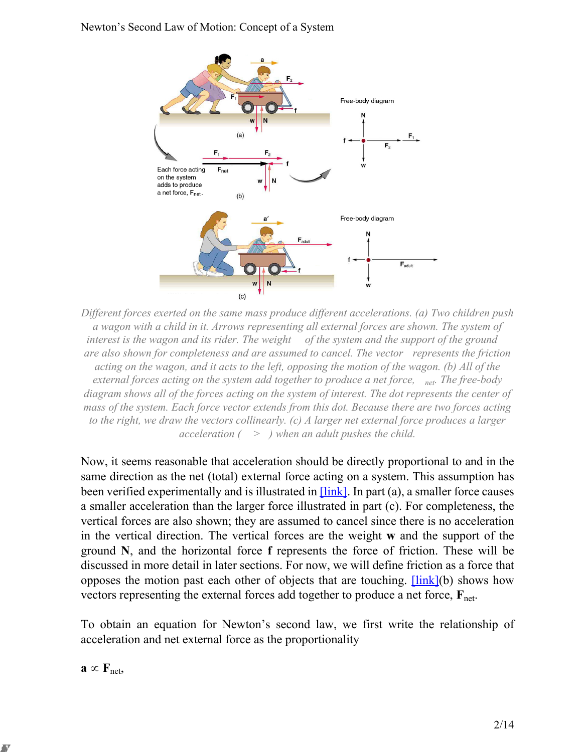*Different forces exerted on the same mass produce different accelerations. (a) Two children push a wagon with a child in it. Arrows representing all external forces are shown. The system of interest is the wagon and its rider. The weight of the system and the support of the ground are also shown for completeness and are assumed to cancel. The vector represents the friction acting on the wagon, and it acts to the left, opposing the motion of the wagon. (b) All of the external forces acting on the system add together to produce a net force, $_{net}$. The free-body diagram shows all of the forces acting on the system of interest. The dot represents the center of mass of the system. Each force vector extends from this dot. Because there are two forces acting to the right, we draw the vectors collinearly. (c) A larger net external force produces a larger acceleration ( > ) when an adult pushes the child.*

Now, it seems reasonable that acceleration should be directly proportional to and in the same direction as the net (total) external force acting on a system. This assumption has been verified experimentally and is illustrated in [link]. In part (a), a smaller force causes a smaller acceleration than the larger force illustrated in part (c). For completeness, the vertical forces are also shown; they are assumed to cancel since there is no acceleration in the vertical direction. The vertical forces are the weight $\mathbf{w}$ and the support of the ground $\mathbf{N}$, and the horizontal force $\mathbf{f}$ represents the force of friction. These will be discussed in more detail in later sections. For now, we will define friction as a force that opposes the motion past each other of objects that are touching. [link](b) shows how vectors representing the external forces add together to produce a net force, $\mathbf{F}_{\text{net}}$.

To obtain an equation for Newton's second law, we first write the relationship of acceleration and net external force as the proportionality

$$\mathbf{a} \propto \mathbf{F}_{\text{net}},$$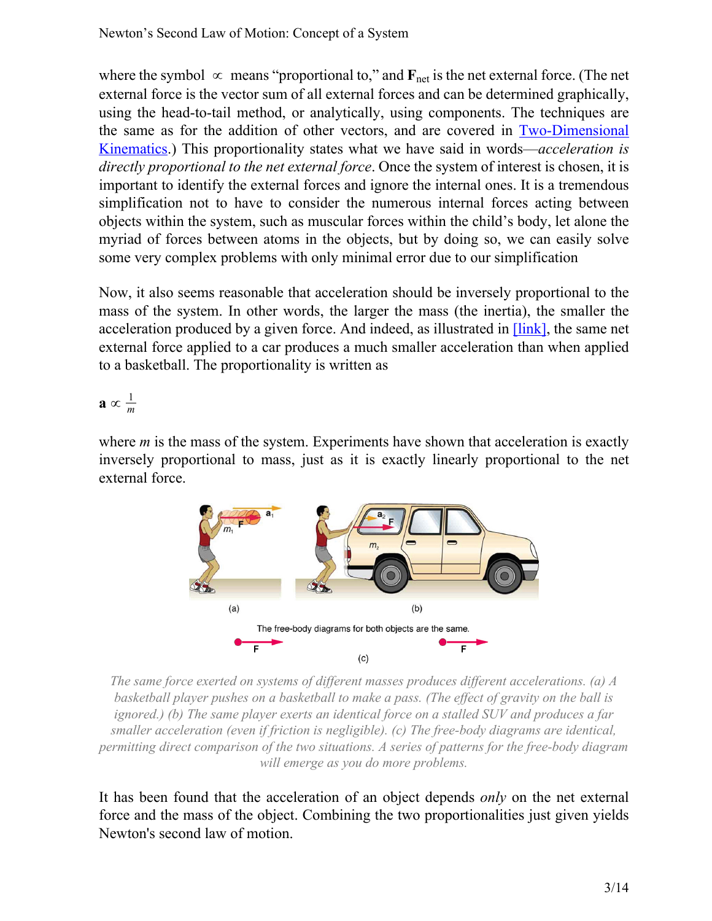where the symbol $\propto$ means "proportional to," and $\mathbf{F}_{\text{net}}$ is the net external force. (The net external force is the vector sum of all external forces and can be determined graphically, using the head-to-tail method, or analytically, using components. The techniques are the same as for the addition of other vectors, and are covered in Two-Dimensional Kinematics.) This proportionality states what we have said in words—*acceleration is directly proportional to the net external force*. Once the system of interest is chosen, it is important to identify the external forces and ignore the internal ones. It is a tremendous simplification not to have to consider the numerous internal forces acting between objects within the system, such as muscular forces within the child's body, let alone the myriad of forces between atoms in the objects, but by doing so, we can easily solve some very complex problems with only minimal error due to our simplification

Now, it also seems reasonable that acceleration should be inversely proportional to the mass of the system. In other words, the larger the mass (the inertia), the smaller the acceleration produced by a given force. And indeed, as illustrated in [link], the same net external force applied to a car produces a much smaller acceleration than when applied to a basketball. The proportionality is written as

$$\mathbf{a} \propto \frac{1}{m}$$

where $m$ is the mass of the system. Experiments have shown that acceleration is exactly inversely proportional to mass, just as it is exactly linearly proportional to the net external force.

a1
m1
F
a2
F
m2
(a)
(b)
The free-body diagrams for both objects are the same.
F
F
(c)

*The same force exerted on systems of different masses produces different accelerations. (a) A basketball player pushes on a basketball to make a pass. (The effect of gravity on the ball is ignored.) (b) The same player exerts an identical force on a stalled SUV and produces a far smaller acceleration (even if friction is negligible). (c) The free-body diagrams are identical, permitting direct comparison of the two situations. A series of patterns for the free-body diagram will emerge as you do more problems.*

It has been found that the acceleration of an object depends *only* on the net external force and the mass of the object. Combining the two proportionalities just given yields Newton's second law of motion.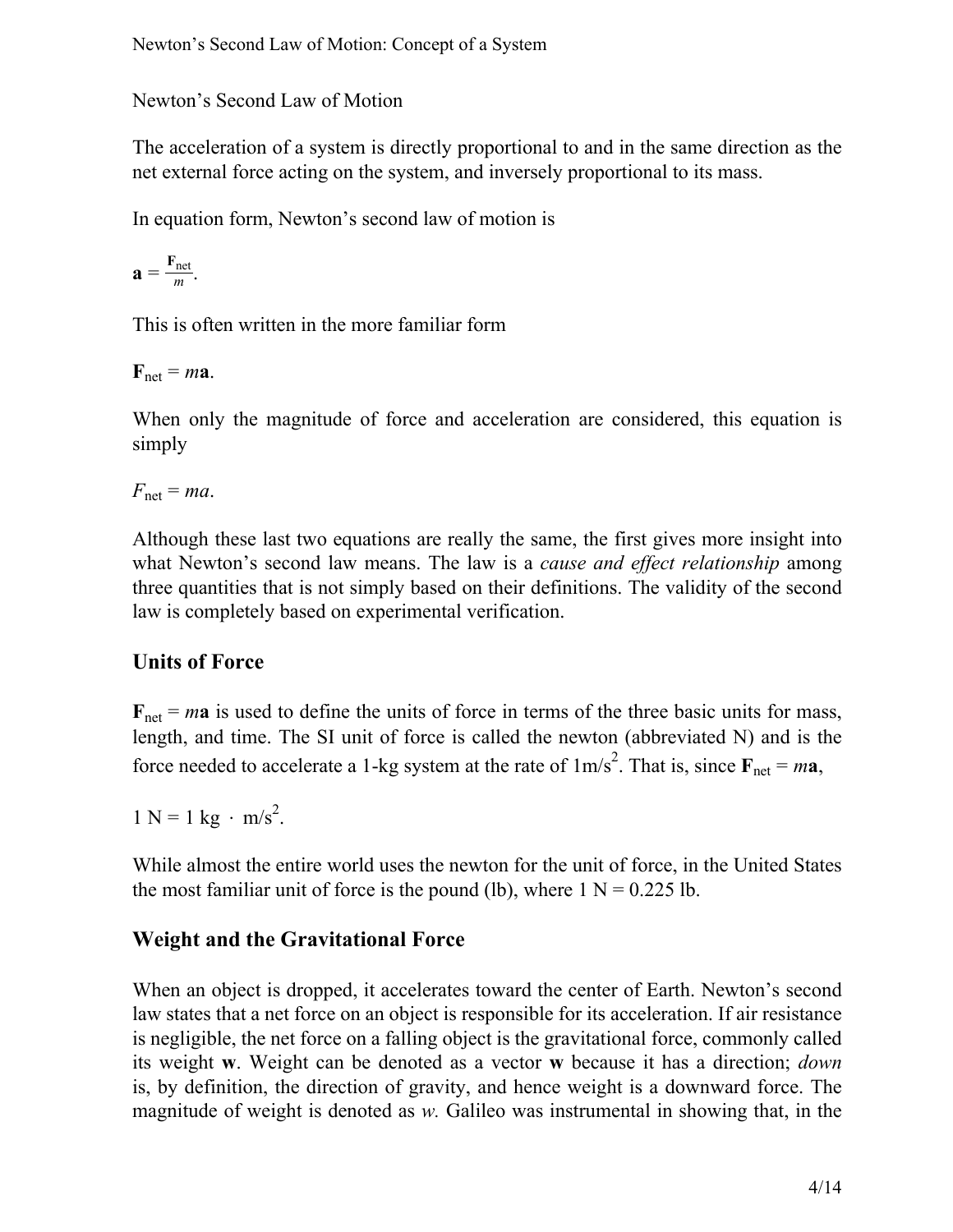Newton's Second Law of Motion

The acceleration of a system is directly proportional to and in the same direction as the net external force acting on the system, and inversely proportional to its mass.

In equation form, Newton's second law of motion is

$$\mathbf{a} = \frac{\mathbf{F}_{\text{net}}}{m}.$$

This is often written in the more familiar form

$$\mathbf{F}_{\text{net}} = m\mathbf{a}.$$

When only the magnitude of force and acceleration are considered, this equation is simply

$$F_{\text{net}} = ma.$$

Although these last two equations are really the same, the first gives more insight into what Newton's second law means. The law is a *cause and effect relationship* among three quantities that is not simply based on their definitions. The validity of the second law is completely based on experimental verification.

## Units of Force

$\mathbf{F}_{\text{net}} = m\mathbf{a}$ is used to define the units of force in terms of the three basic units for mass, length, and time. The SI unit of force is called the newton (abbreviated N) and is the force needed to accelerate a 1-kg system at the rate of $1 \text{m/s}^2$. That is, since $\mathbf{F}_{\text{net}} = m\mathbf{a}$,

$$1 \text{ N} = 1 \text{ kg} \cdot \text{m/s}^2.$$

While almost the entire world uses the newton for the unit of force, in the United States the most familiar unit of force is the pound (lb), where 1 N = 0.225 lb.

## Weight and the Gravitational Force

When an object is dropped, it accelerates toward the center of Earth. Newton's second law states that a net force on an object is responsible for its acceleration. If air resistance is negligible, the net force on a falling object is the gravitational force, commonly called its weight $\mathbf{w}$. Weight can be denoted as a vector $\mathbf{w}$ because it has a direction; *down* is, by definition, the direction of gravity, and hence weight is a downward force. The magnitude of weight is denoted as $w$. Galileo was instrumental in showing that, in the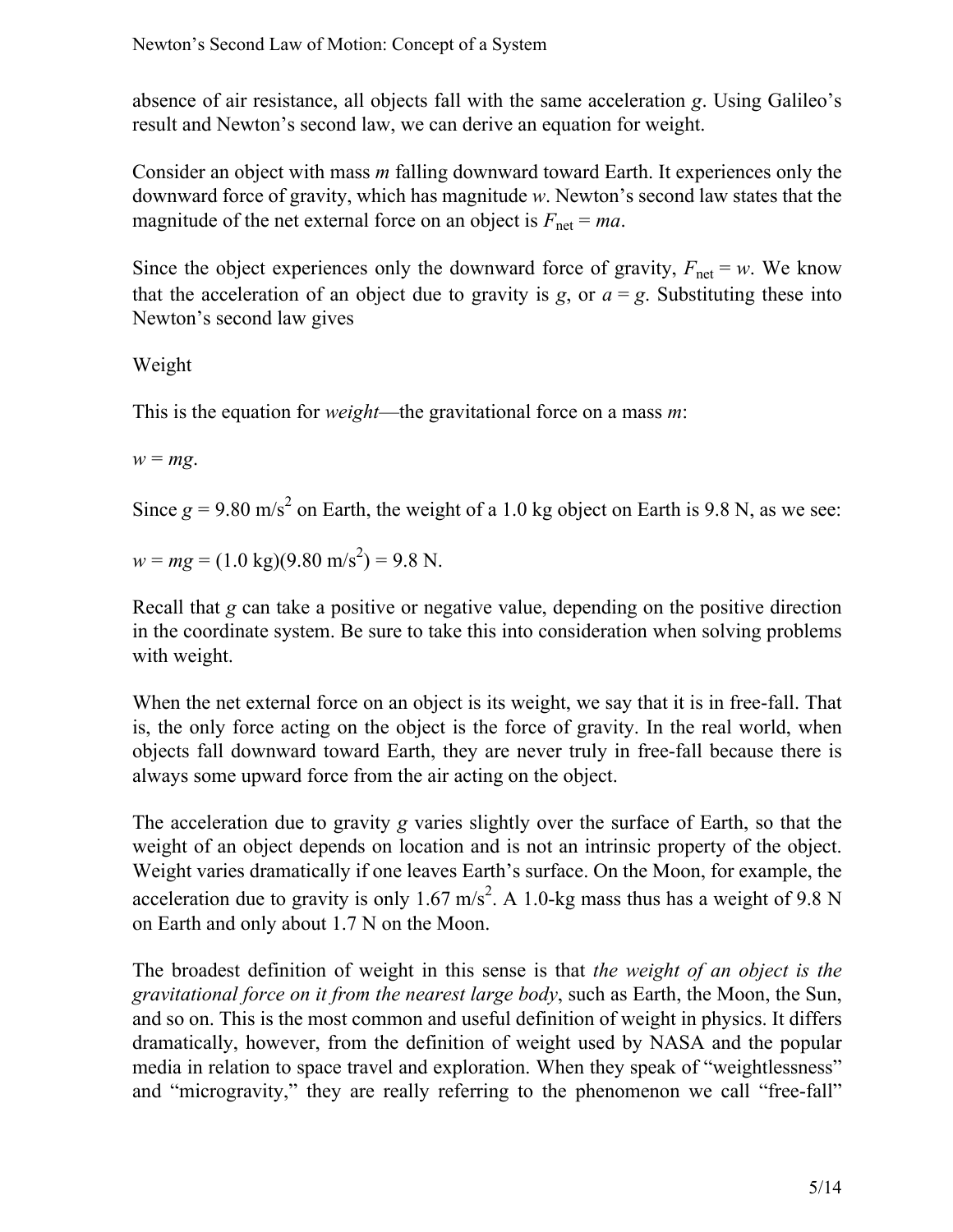absence of air resistance, all objects fall with the same acceleration $g$. Using Galileo's result and Newton's second law, we can derive an equation for weight.

Consider an object with mass $m$ falling downward toward Earth. It experiences only the downward force of gravity, which has magnitude $w$. Newton's second law states that the magnitude of the net external force on an object is $F_{\text{net}} = ma$.

Since the object experiences only the downward force of gravity, $F_{\text{net}} = w$. We know that the acceleration of an object due to gravity is $g$, or $a = g$. Substituting these into Newton's second law gives

Weight

This is the equation for *weight*—the gravitational force on a mass $m$:

$w = mg.$

Since $g = 9.80 \text{ m/s}^2$ on Earth, the weight of a 1.0 kg object on Earth is 9.8 N, as we see:

$w = mg = (1.0 \text{ kg})(9.80 \text{ m/s}^2) = 9.8 \text{ N}.$

Recall that $g$ can take a positive or negative value, depending on the positive direction in the coordinate system. Be sure to take this into consideration when solving problems with weight.

When the net external force on an object is its weight, we say that it is in free-fall. That is, the only force acting on the object is the force of gravity. In the real world, when objects fall downward toward Earth, they are never truly in free-fall because there is always some upward force from the air acting on the object.

The acceleration due to gravity $g$ varies slightly over the surface of Earth, so that the weight of an object depends on location and is not an intrinsic property of the object. Weight varies dramatically if one leaves Earth's surface. On the Moon, for example, the acceleration due to gravity is only $1.67 \text{ m/s}^2$. A 1.0-kg mass thus has a weight of 9.8 N on Earth and only about 1.7 N on the Moon.

The broadest definition of weight in this sense is that *the weight of an object is the gravitational force on it from the nearest large body*, such as Earth, the Moon, the Sun, and so on. This is the most common and useful definition of weight in physics. It differs dramatically, however, from the definition of weight used by NASA and the popular media in relation to space travel and exploration. When they speak of "weightlessness" and "microgravity," they are really referring to the phenomenon we call "free-fall"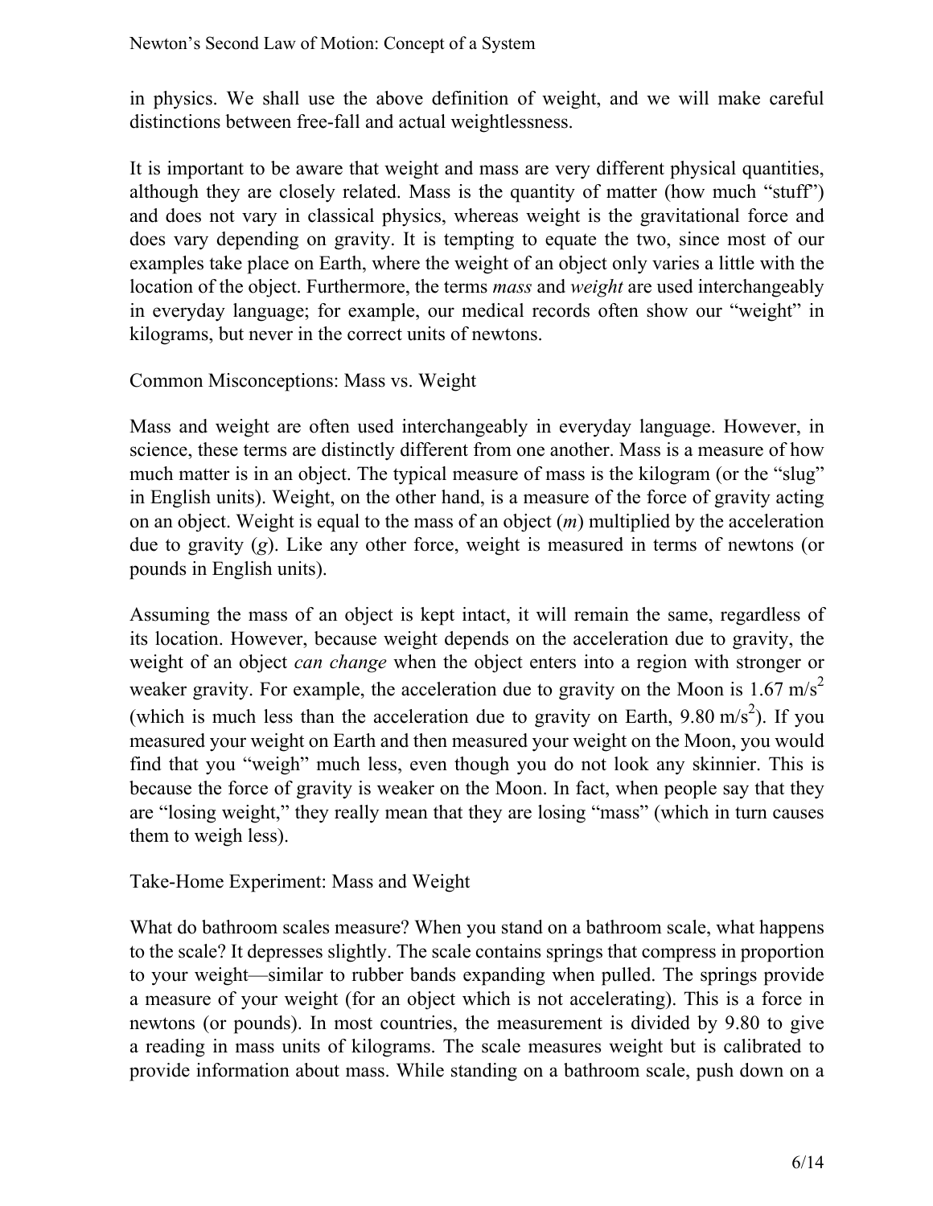in physics. We shall use the above definition of weight, and we will make careful distinctions between free-fall and actual weightlessness.

It is important to be aware that weight and mass are very different physical quantities, although they are closely related. Mass is the quantity of matter (how much "stuff") and does not vary in classical physics, whereas weight is the gravitational force and does vary depending on gravity. It is tempting to equate the two, since most of our examples take place on Earth, where the weight of an object only varies a little with the location of the object. Furthermore, the terms *mass* and *weight* are used interchangeably in everyday language; for example, our medical records often show our "weight" in kilograms, but never in the correct units of newtons.

Common Misconceptions: Mass vs. Weight

Mass and weight are often used interchangeably in everyday language. However, in science, these terms are distinctly different from one another. Mass is a measure of how much matter is in an object. The typical measure of mass is the kilogram (or the "slug" in English units). Weight, on the other hand, is a measure of the force of gravity acting on an object. Weight is equal to the mass of an object ($m$) multiplied by the acceleration due to gravity ($g$). Like any other force, weight is measured in terms of newtons (or pounds in English units).

Assuming the mass of an object is kept intact, it will remain the same, regardless of its location. However, because weight depends on the acceleration due to gravity, the weight of an object *can change* when the object enters into a region with stronger or weaker gravity. For example, the acceleration due to gravity on the Moon is $1.67\ \text{m/s}^2$ (which is much less than the acceleration due to gravity on Earth, $9.80\ \text{m/s}^2$). If you measured your weight on Earth and then measured your weight on the Moon, you would find that you "weigh" much less, even though you do not look any skinnier. This is because the force of gravity is weaker on the Moon. In fact, when people say that they are "losing weight," they really mean that they are losing "mass" (which in turn causes them to weigh less).

Take-Home Experiment: Mass and Weight

What do bathroom scales measure? When you stand on a bathroom scale, what happens to the scale? It depresses slightly. The scale contains springs that compress in proportion to your weight—similar to rubber bands expanding when pulled. The springs provide a measure of your weight (for an object which is not accelerating). This is a force in newtons (or pounds). In most countries, the measurement is divided by 9.80 to give a reading in mass units of kilograms. The scale measures weight but is calibrated to provide information about mass. While standing on a bathroom scale, push down on a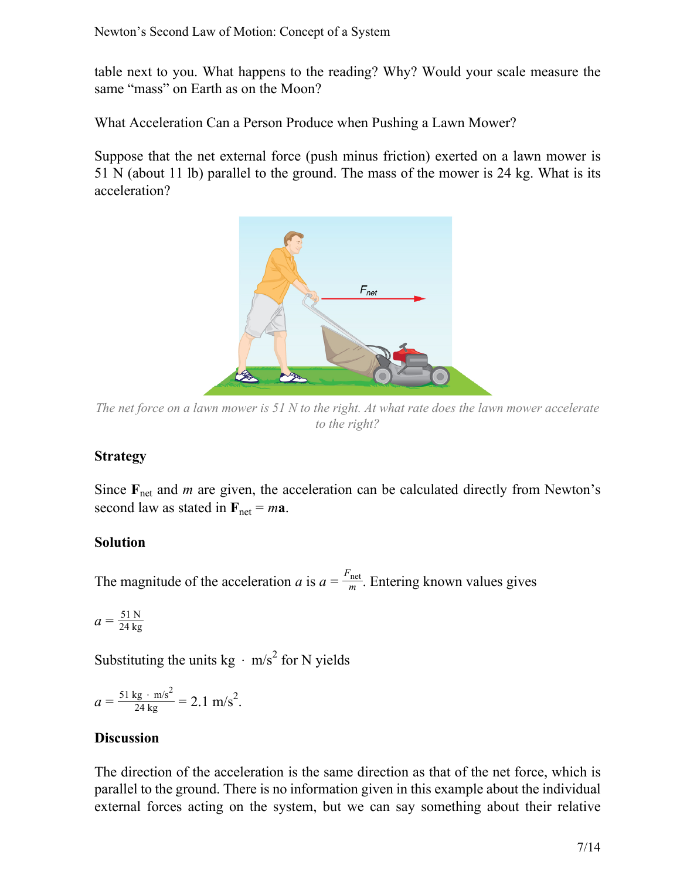table next to you. What happens to the reading? Why? Would your scale measure the same "mass" on Earth as on the Moon?

What Acceleration Can a Person Produce when Pushing a Lawn Mower?

Suppose that the net external force (push minus friction) exerted on a lawn mower is 51 N (about 11 lb) parallel to the ground. The mass of the mower is 24 kg. What is its acceleration?

*The net force on a lawn mower is 51 N to the right. At what rate does the lawn mower accelerate to the right?*

**Strategy**

Since $\mathbf{F}_{\text{net}}$ and $m$ are given, the acceleration can be calculated directly from Newton's second law as stated in $\mathbf{F}_{\text{net}} = m\mathbf{a}$.

**Solution**

The magnitude of the acceleration $a$ is $a = \frac{F_{\text{net}}}{m}$. Entering known values gives

$$a = \frac{51\text{ N}}{24\text{ kg}}$$

Substituting the units $\text{kg} \cdot \text{m/s}^2$ for N yields

$$a = \frac{51\text{ kg} \cdot \text{m/s}^2}{24\text{ kg}} = 2.1\text{ m/s}^2.$$

**Discussion**

The direction of the acceleration is the same direction as that of the net force, which is parallel to the ground. There is no information given in this example about the individual external forces acting on the system, but we can say something about their relative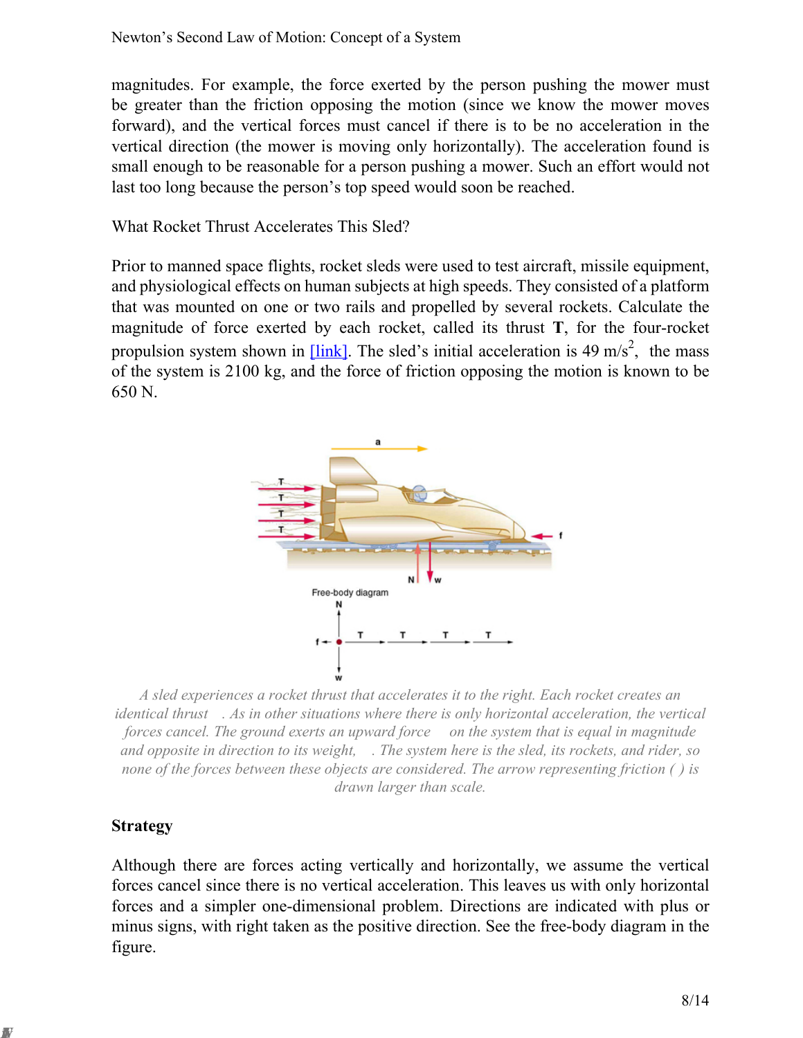magnitudes. For example, the force exerted by the person pushing the mower must be greater than the friction opposing the motion (since we know the mower moves forward), and the vertical forces must cancel if there is to be no acceleration in the vertical direction (the mower is moving only horizontally). The acceleration found is small enough to be reasonable for a person pushing a mower. Such an effort would not last too long because the person's top speed would soon be reached.

What Rocket Thrust Accelerates This Sled?

Prior to manned space flights, rocket sleds were used to test aircraft, missile equipment, and physiological effects on human subjects at high speeds. They consisted of a platform that was mounted on one or two rails and propelled by several rockets. Calculate the magnitude of force exerted by each rocket, called its thrust **T**, for the four-rocket propulsion system shown in [link]. The sled's initial acceleration is $49\text{ m/s}^2$, the mass of the system is 2100 kg, and the force of friction opposing the motion is known to be 650 N.

*A sled experiences a rocket thrust that accelerates it to the right. Each rocket creates an identical thrust . As in other situations where there is only horizontal acceleration, the vertical forces cancel. The ground exerts an upward force on the system that is equal in magnitude and opposite in direction to its weight, . The system here is the sled, its rockets, and rider, so none of the forces between these objects are considered. The arrow representing friction ( ) is drawn larger than scale.*

**Strategy**

Although there are forces acting vertically and horizontally, we assume the vertical forces cancel since there is no vertical acceleration. This leaves us with only horizontal forces and a simpler one-dimensional problem. Directions are indicated with plus or minus signs, with right taken as the positive direction. See the free-body diagram in the figure.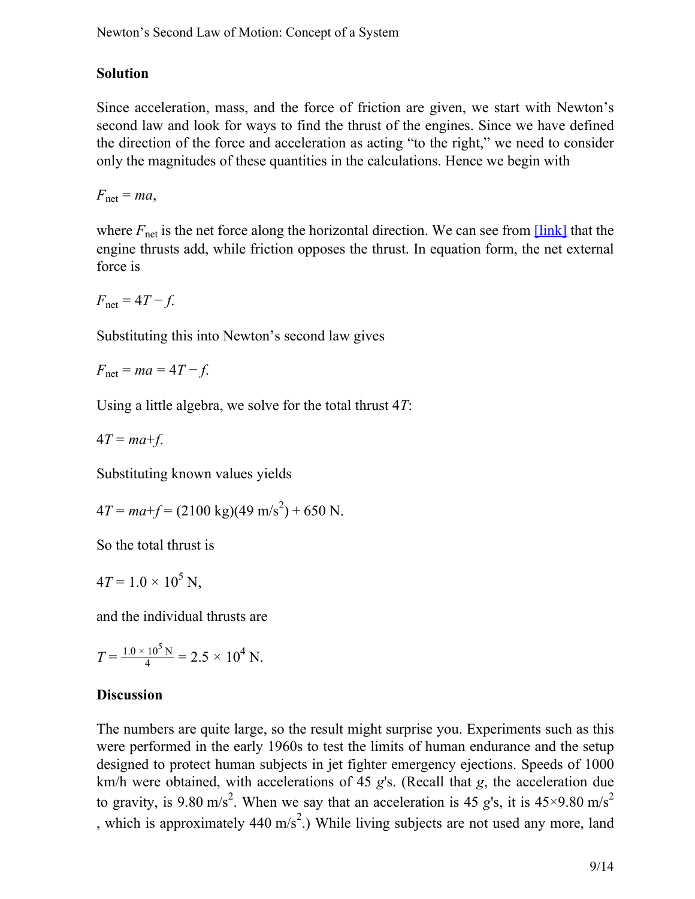### Solution

Since acceleration, mass, and the force of friction are given, we start with Newton's second law and look for ways to find the thrust of the engines. Since we have defined the direction of the force and acceleration as acting "to the right," we need to consider only the magnitudes of these quantities in the calculations. Hence we begin with

$$F_{\text{net}} = ma,$$

where $F_{\text{net}}$ is the net force along the horizontal direction. We can see from [link] that the engine thrusts add, while friction opposes the thrust. In equation form, the net external force is

$$F_{\text{net}} = 4T - f.$$

Substituting this into Newton's second law gives

$$F_{\text{net}} = ma = 4T - f.$$

Using a little algebra, we solve for the total thrust $4T$:

$$4T = ma + f.$$

Substituting known values yields

$$4T = ma + f = (2100 \text{ kg})(49 \text{ m/s}^2) + 650 \text{ N}.$$

So the total thrust is

$$4T = 1.0 \times 10^5 \text{ N},$$

and the individual thrusts are

$$T = \frac{1.0 \times 10^5 \text{ N}}{4} = 2.5 \times 10^4 \text{ N}.$$

### Discussion

The numbers are quite large, so the result might surprise you. Experiments such as this were performed in the early 1960s to test the limits of human endurance and the setup designed to protect human subjects in jet fighter emergency ejections. Speeds of 1000 km/h were obtained, with accelerations of 45 $g$'s. (Recall that $g$, the acceleration due to gravity, is $9.80 \text{ m/s}^2$. When we say that an acceleration is 45 $g$'s, it is $45 \times 9.80 \text{ m/s}^2$, which is approximately $440 \text{ m/s}^2$.) While living subjects are not used any more, land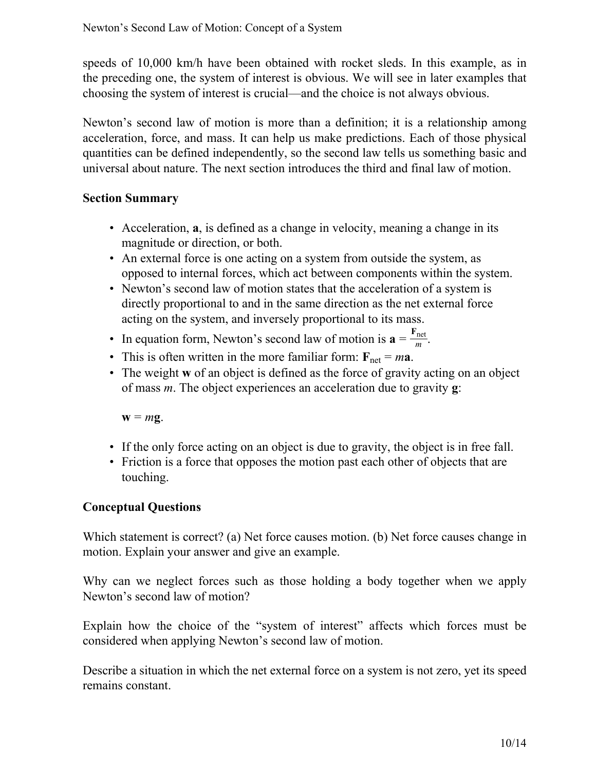speeds of 10,000 km/h have been obtained with rocket sleds. In this example, as in the preceding one, the system of interest is obvious. We will see in later examples that choosing the system of interest is crucial—and the choice is not always obvious.

Newton's second law of motion is more than a definition; it is a relationship among acceleration, force, and mass. It can help us make predictions. Each of those physical quantities can be defined independently, so the second law tells us something basic and universal about nature. The next section introduces the third and final law of motion.

### Section Summary

- Acceleration, $\mathbf{a}$, is defined as a change in velocity, meaning a change in its magnitude or direction, or both.
- An external force is one acting on a system from outside the system, as opposed to internal forces, which act between components within the system.
- Newton's second law of motion states that the acceleration of a system is directly proportional to and in the same direction as the net external force acting on the system, and inversely proportional to its mass.
- In equation form, Newton's second law of motion is $\mathbf{a} = \frac{\mathbf{F}_{\text{net}}}{m}$.
- This is often written in the more familiar form: $\mathbf{F}_{\text{net}} = m\mathbf{a}$.
- The weight $\mathbf{w}$ of an object is defined as the force of gravity acting on an object of mass $m$. The object experiences an acceleration due to gravity $\mathbf{g}$:

  $\mathbf{w} = m\mathbf{g}$.

- If the only force acting on an object is due to gravity, the object is in free fall.
- Friction is a force that opposes the motion past each other of objects that are touching.

### Conceptual Questions

Which statement is correct? (a) Net force causes motion. (b) Net force causes change in motion. Explain your answer and give an example.

Why can we neglect forces such as those holding a body together when we apply Newton's second law of motion?

Explain how the choice of the "system of interest" affects which forces must be considered when applying Newton's second law of motion.

Describe a situation in which the net external force on a system is not zero, yet its speed remains constant.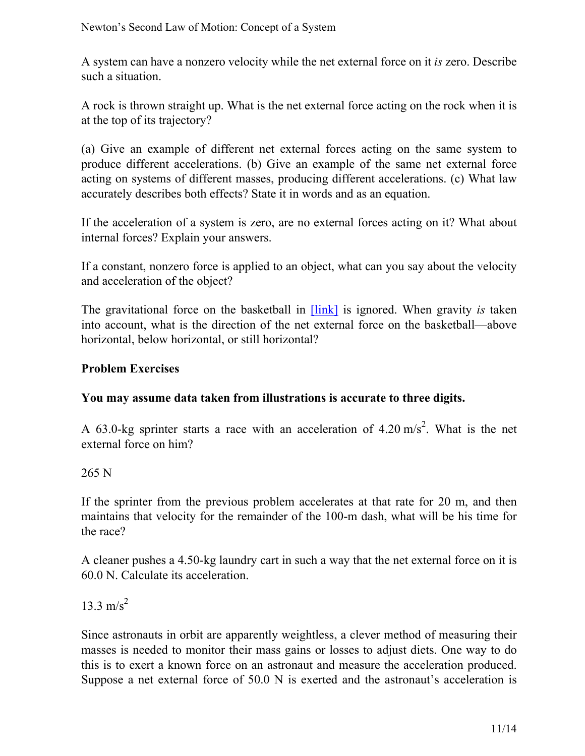A system can have a nonzero velocity while the net external force on it *is* zero. Describe such a situation.

A rock is thrown straight up. What is the net external force acting on the rock when it is at the top of its trajectory?

(a) Give an example of different net external forces acting on the same system to produce different accelerations. (b) Give an example of the same net external force acting on systems of different masses, producing different accelerations. (c) What law accurately describes both effects? State it in words and as an equation.

If the acceleration of a system is zero, are no external forces acting on it? What about internal forces? Explain your answers.

If a constant, nonzero force is applied to an object, what can you say about the velocity and acceleration of the object?

The gravitational force on the basketball in [link] is ignored. When gravity *is* taken into account, what is the direction of the net external force on the basketball—above horizontal, below horizontal, or still horizontal?

### Problem Exercises

**You may assume data taken from illustrations is accurate to three digits.**

A 63.0-kg sprinter starts a race with an acceleration of $4.20\ \text{m/s}^2$. What is the net external force on him?

265 N

If the sprinter from the previous problem accelerates at that rate for 20 m, and then maintains that velocity for the remainder of the 100-m dash, what will be his time for the race?

A cleaner pushes a 4.50-kg laundry cart in such a way that the net external force on it is 60.0 N. Calculate its acceleration.

$13.3\ \text{m/s}^2$

Since astronauts in orbit are apparently weightless, a clever method of measuring their masses is needed to monitor their mass gains or losses to adjust diets. One way to do this is to exert a known force on an astronaut and measure the acceleration produced. Suppose a net external force of 50.0 N is exerted and the astronaut's acceleration is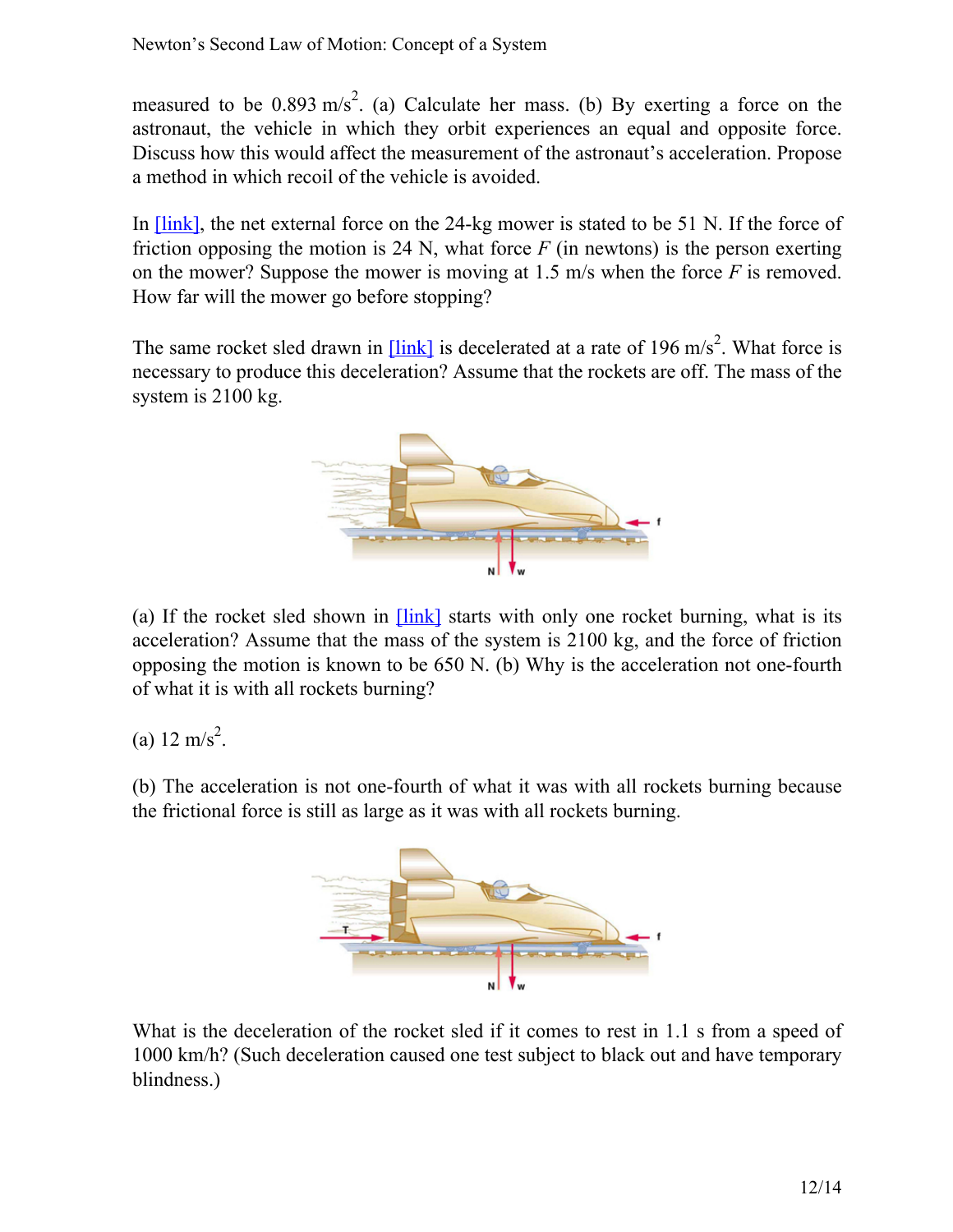measured to be $0.893 \text{ m/s}^2$. (a) Calculate her mass. (b) By exerting a force on the astronaut, the vehicle in which they orbit experiences an equal and opposite force. Discuss how this would affect the measurement of the astronaut's acceleration. Propose a method in which recoil of the vehicle is avoided.

In [link], the net external force on the 24-kg mower is stated to be 51 N. If the force of friction opposing the motion is 24 N, what force $F$ (in newtons) is the person exerting on the mower? Suppose the mower is moving at 1.5 m/s when the force $F$ is removed. How far will the mower go before stopping?

The same rocket sled drawn in [link] is decelerated at a rate of $196 \text{ m/s}^2$. What force is necessary to produce this deceleration? Assume that the rockets are off. The mass of the system is 2100 kg.

(a) If the rocket sled shown in [link] starts with only one rocket burning, what is its acceleration? Assume that the mass of the system is 2100 kg, and the force of friction opposing the motion is known to be 650 N. (b) Why is the acceleration not one-fourth of what it is with all rockets burning?

(a) $12 \text{ m/s}^2$.

(b) The acceleration is not one-fourth of what it was with all rockets burning because the frictional force is still as large as it was with all rockets burning.

What is the deceleration of the rocket sled if it comes to rest in 1.1 s from a speed of 1000 km/h? (Such deceleration caused one test subject to black out and have temporary blindness.)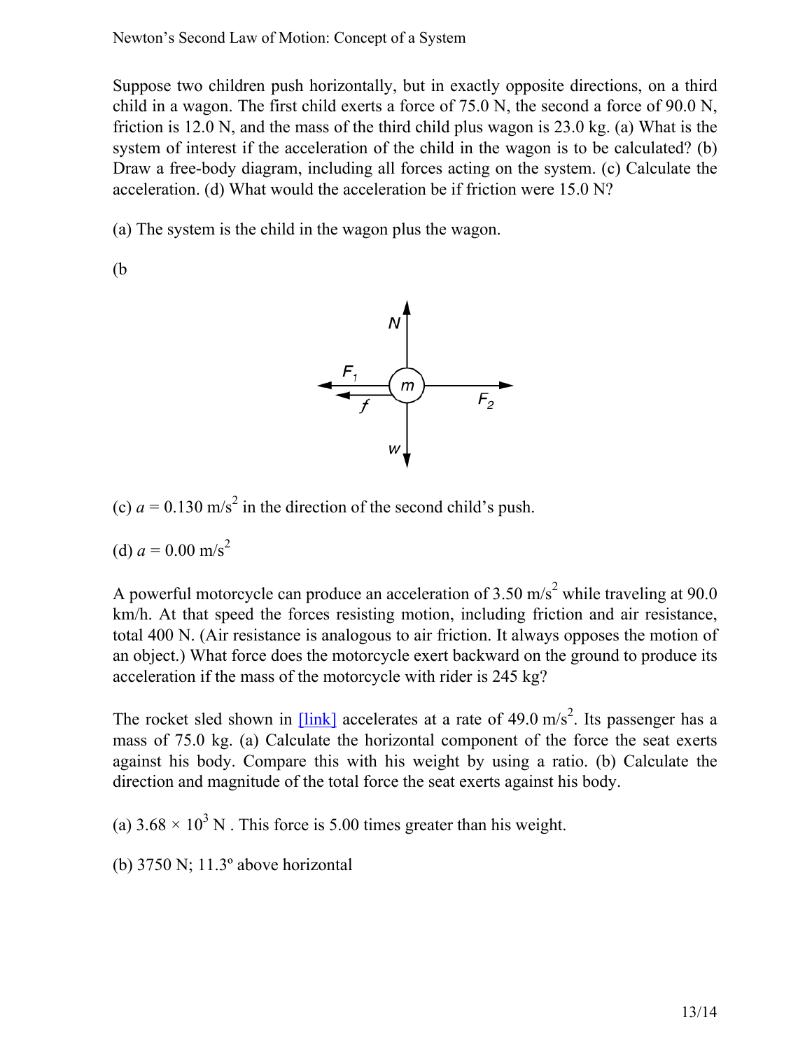Suppose two children push horizontally, but in exactly opposite directions, on a third child in a wagon. The first child exerts a force of 75.0 N, the second a force of 90.0 N, friction is 12.0 N, and the mass of the third child plus wagon is 23.0 kg. (a) What is the system of interest if the acceleration of the child in the wagon is to be calculated? (b) Draw a free-body diagram, including all forces acting on the system. (c) Calculate the acceleration. (d) What would the acceleration be if friction were 15.0 N?

(a) The system is the child in the wagon plus the wagon.

(b

(c) $a = 0.130\ \text{m/s}^2$ in the direction of the second child's push.

(d) $a = 0.00\ \text{m/s}^2$

A powerful motorcycle can produce an acceleration of $3.50\ \text{m/s}^2$ while traveling at 90.0 km/h. At that speed the forces resisting motion, including friction and air resistance, total 400 N. (Air resistance is analogous to air friction. It always opposes the motion of an object.) What force does the motorcycle exert backward on the ground to produce its acceleration if the mass of the motorcycle with rider is 245 kg?

The rocket sled shown in [link] accelerates at a rate of $49.0\ \text{m/s}^2$. Its passenger has a mass of 75.0 kg. (a) Calculate the horizontal component of the force the seat exerts against his body. Compare this with his weight by using a ratio. (b) Calculate the direction and magnitude of the total force the seat exerts against his body.

(a) $3.68 \times 10^3\ \text{N}$ . This force is 5.00 times greater than his weight.

(b) 3750 N; 11.3º above horizontal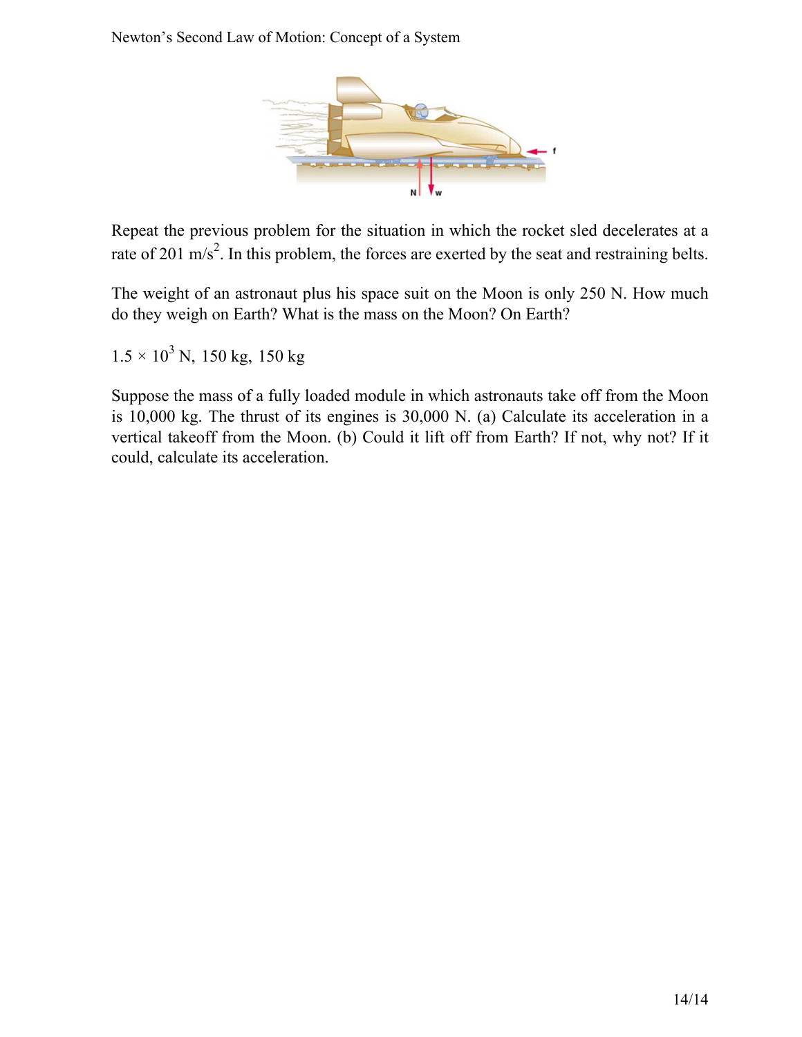Repeat the previous problem for the situation in which the rocket sled decelerates at a rate of 201 m/s$^2$. In this problem, the forces are exerted by the seat and restraining belts.

The weight of an astronaut plus his space suit on the Moon is only 250 N. How much do they weigh on Earth? What is the mass on the Moon? On Earth?

$1.5 \times 10^3$ N, 150 kg, 150 kg

Suppose the mass of a fully loaded module in which astronauts take off from the Moon is 10,000 kg. The thrust of its engines is 30,000 N. (a) Calculate its acceleration in a vertical takeoff from the Moon. (b) Could it lift off from Earth? If not, why not? If it could, calculate its acceleration.